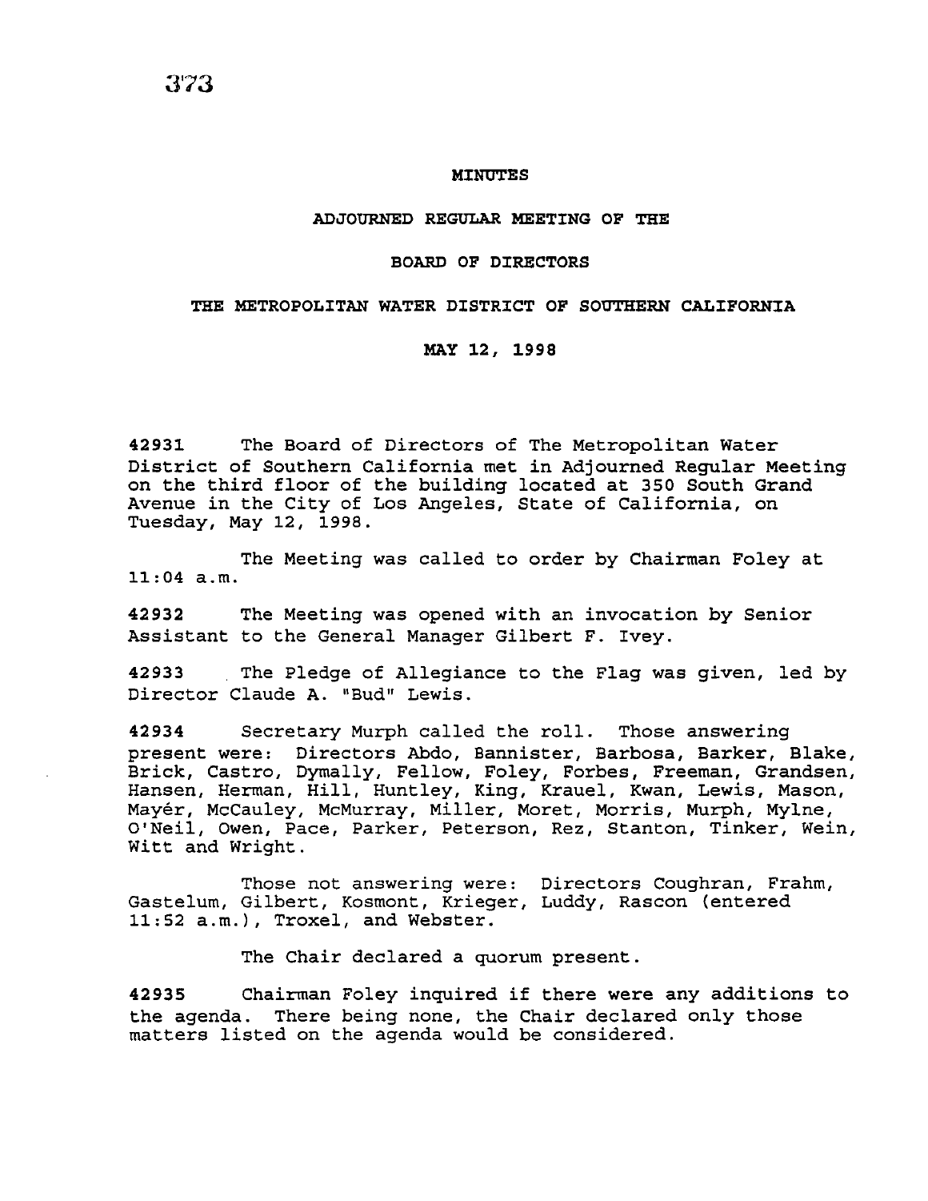# MINUTES

## ADJOURNED REGULAR MEETING OF THE

## BOARD OF DIRECTORS

## THE METROPOLITAN WATER DISTRICT OF SOUTHERN CALIFORNIA

## MAY 12, 1998

**42931** The Board of Directors of The Metropolitan Water District of Southern California met in Adjourned Regular Meeting on the third floor of the building located at 350 South Grand Avenue in the City of Los Angeles, State of California, on Tuesday, May 12, 1998.

The Meeting was called to order by Chairman Foley at 11:04 a.m.

**42932** The Meeting was opened with an invocation by Senior Assistant to the General Manager Gilbert F. Ivey.

**42933** The Pledge of Allegiance to the Flag was given, led by Director Claude A. "Bud" Lewis.

**42934** Secretary Murph called the roll. Those answering present were: Directors Abdo, Bannister, Barbosa, Barker, Blake, Brick, Castro, Dymally, Fellow, Foley, Forbes, Freeman, Grandsen, Hansen, Herman, Hill, Huntley, King, Krauel, Kwan, Lewis, Mason, Mayér, McCauley, McMurray, Miller, Moret, Morris, Murph, Mylne, O'Neil, Owen, Pace, Parker, Peterson, Rez, Stanton, Tinker, Wein, Witt and Wright.

Those not answering were: Directors Coughran, Frahm, Gastelum, Gilbert, Kosmont, Krieger, Luddy, Rascon (entered 11:52 a.m.), Troxel, and Webster.

The Chair declared a quorum present.

**42935** Chairman Foley inquired if there were any additions to the agenda. There being none, the Chair declared only those matters listed on the agenda would be considered.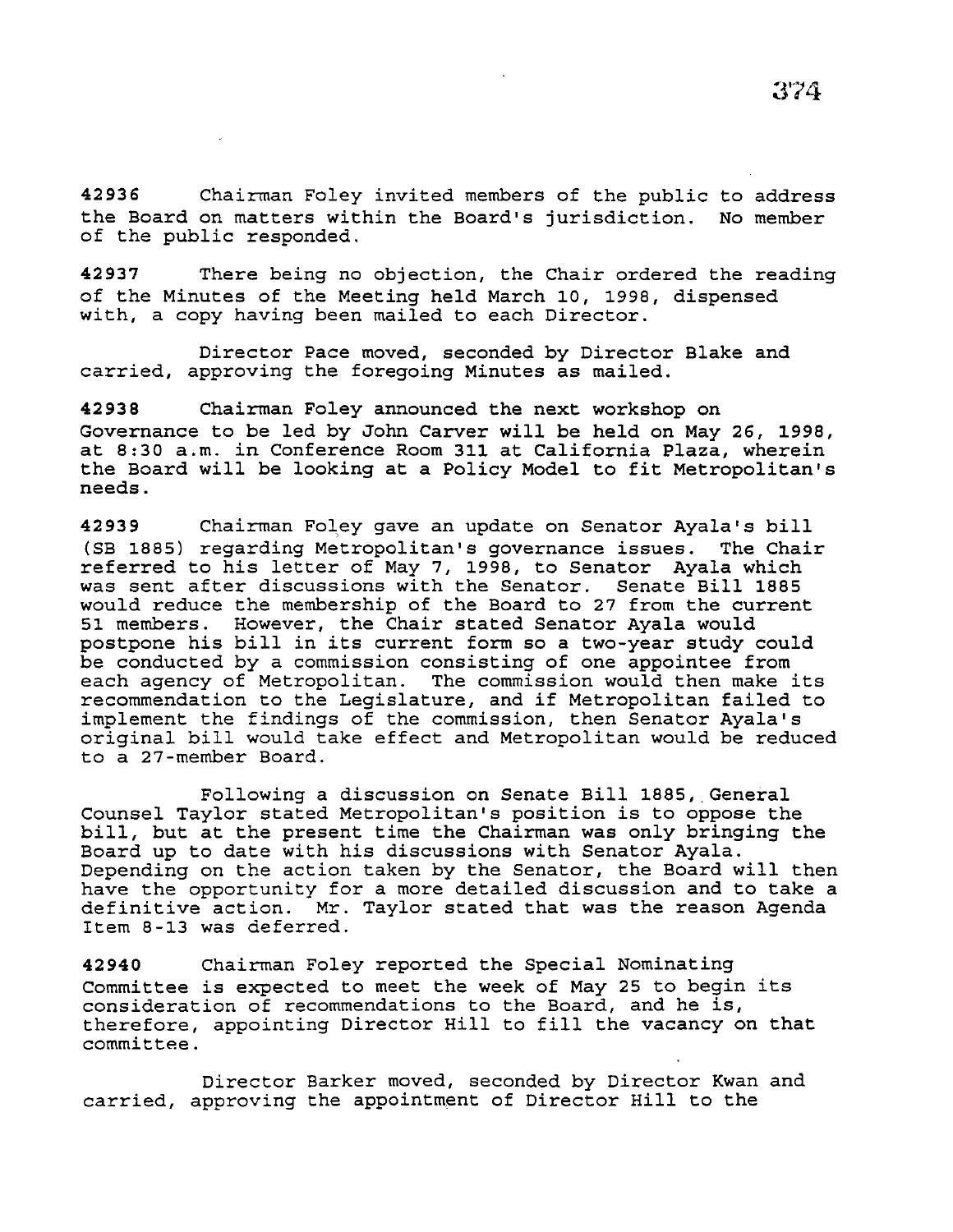**42936** Chairman Foley invited members of the public to address the Board on matters within the Board's jurisdiction. No member of the public responded.

**42937** There being no objection, the Chair ordered the reading of the Minutes of the Meeting held March 10, 1998, dispensed with, a copy having been mailed to each Director.

Director Pace moved, seconded by Director Blake and carried, approving the foregoing Minutes as mailed.

**42938** Chairman Foley announced the next workshop on Governance to be led by John Carver will be held on May 26, 1998, at 8:30 a.m. in Conference Room 311 at California Plaza, wherein the Board will be looking at a Policy Model to fit Metropolitan's needs.

**42939** Chairman Foley gave an update on Senator Ayala's bill (SB 1885) regarding Metropolitan's governance issues. The Chair referred to his letter of May 7, 1998, to Senator Ayala which was sent after discussions with the Senator. Senate Bill 1885 would reduce the membership of the Board to 27 from the current 51 members. However, the Chair stated Senator Ayala would postpone his bill in its current form so a two-year study could be conducted by a commission consisting of one appointee from each agency of Metropolitan. The commission would then make its recommendation to the Legislature, and if Metropolitan failed to implement the findings of the commission, then Senator Ayala's original bill would take effect and Metropolitan would be reduced to a 27-member Board.

Following a discussion on Senate Bill 1885, General Counsel Taylor stated Metropolitan's position is to oppose the bill, but at the present time the Chairman was only bringing the Board up to date with his discussions with Senator Ayala. Depending on the action taken by the Senator, the Board will then have the opportunity for a more detailed discussion and to take a definitive action. Mr. Taylor stated that was the reason Agenda Item 8-13 was deferred.

**42940** Chairman Foley reported the Special Nominating Committee is expected to meet the week of May 25 to begin its consideration of recommendations to the Board, and he is, therefore, appointing Director Hill to fill the vacancy on that committee.

Director Barker moved, seconded by Director Kwan and carried, approving the appointment of Director Hill to the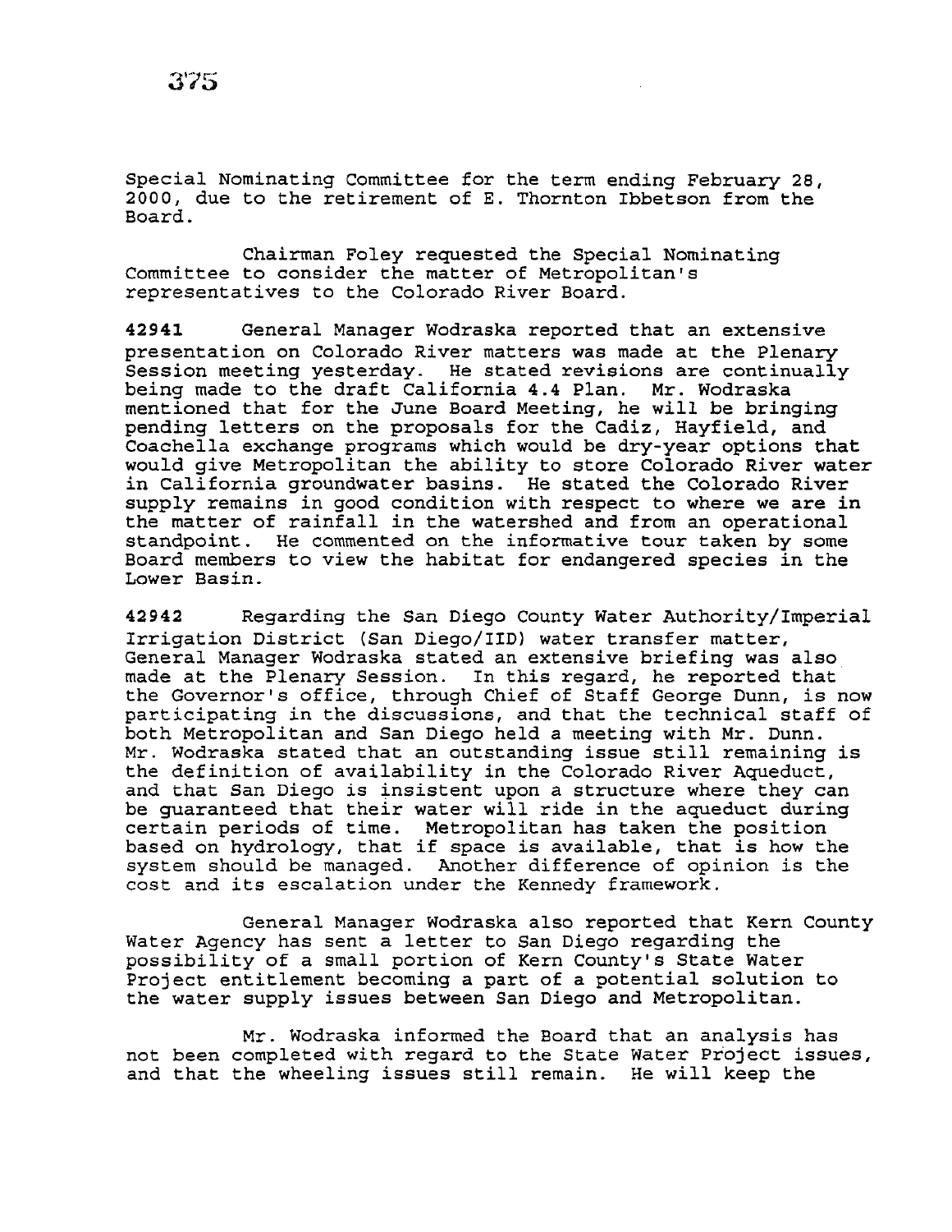Special Nominating Committee for the term ending February 28, 2000, due to the retirement of E. Thornton Ibbetson from the Board.

Chairman Foley requested the Special Nominating Committee to consider the matter of Metropolitan's representatives to the Colorado River Board.

**42941** General Manager Wodraska reported that an extensive presentation on Colorado River matters was made at the Plenary Session meeting yesterday. He stated revisions are continually being made to the draft California 4.4 Plan. Mr. Wodraska mentioned that for the June Board Meeting, he will be bringing pending letters on the proposals for the Cadiz, Hayfield, and Coachella exchange programs which would be dry-year options that would give Metropolitan the ability to store Colorado River water in California groundwater basins. He stated the Colorado River supply remains in good condition with respect to where we are in the matter of rainfall in the watershed and from an operational standpoint. He commented on the informative tour taken by some Board members to view the habitat for endangered species in the Lower Basin.

**42942** Regarding the San Diego County Water Authority/Imperial Irrigation District (San Diego/IID) water transfer matter, General Manager Wodraska stated an extensive briefing was also made at the Plenary Session. In this regard, he reported that the Governor's office, through Chief of Staff George Dunn, is now participating in the discussions, and that the technical staff of both Metropolitan and San Diego held a meeting with Mr. Dunn. Mr. Wodraska stated that an outstanding issue still remaining is the definition of availability in the Colorado River Aqueduct, and that San Diego is insistent upon a structure where they can be guaranteed that their water will ride in the aqueduct during certain periods of time. Metropolitan has taken the position based on hydrology, that if space is available, that is how the system should be managed. Another difference of opinion is the cost and its escalation under the Kennedy framework.

General Manager Wodraska also reported that Kern County Water Agency has sent a letter to San Diego regarding the possibility of a small portion of Kern County's State Water Project entitlement becoming a part of a potential solution to the water supply issues between San Diego and Metropolitan.

Mr. Wodraska informed the Board that an analysis has not been completed with regard to the State Water Project issues, and that the wheeling issues still remain. He will keep the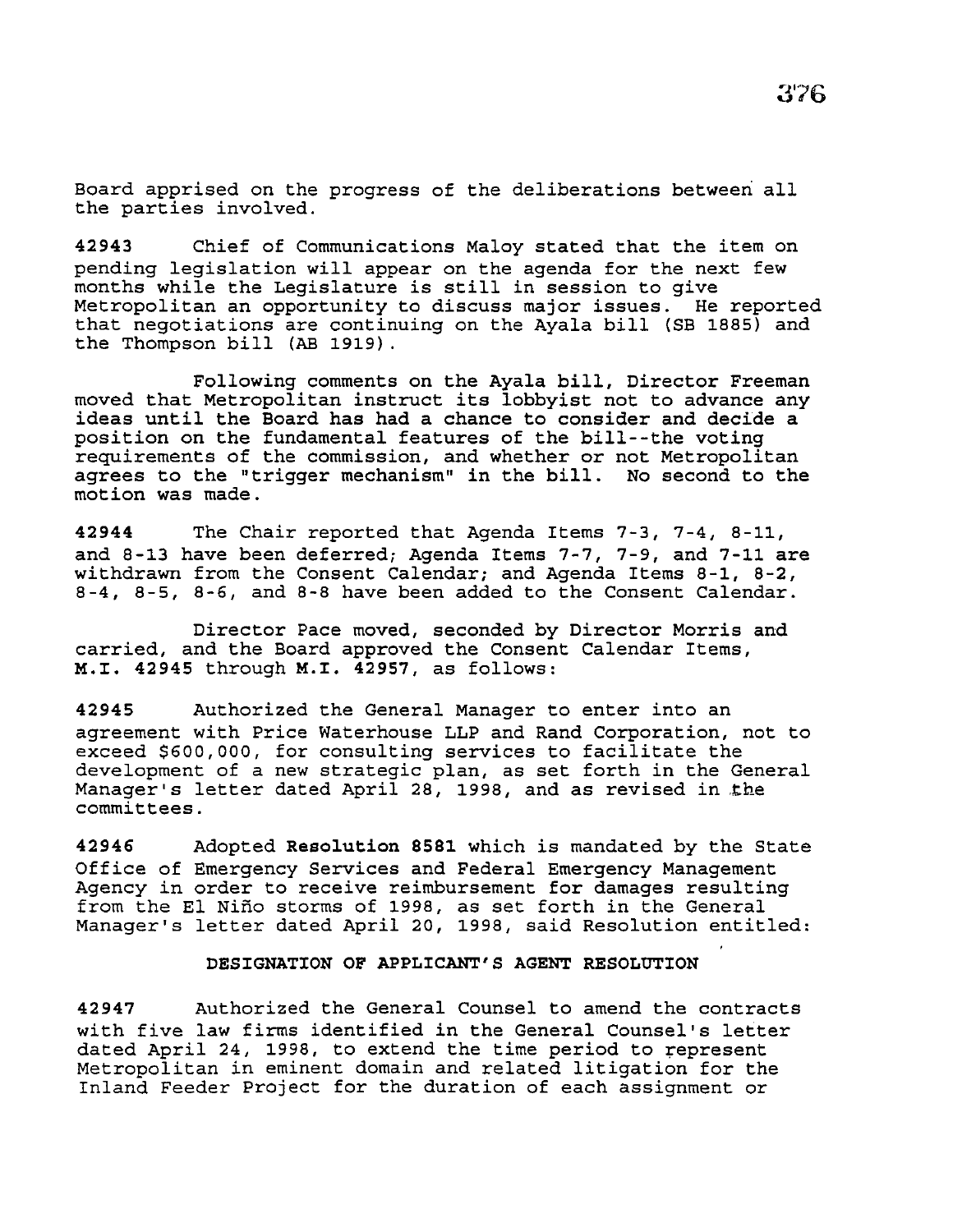Board apprised on the progress of the deliberations between all the parties involved.

**42943** Chief of Communications Maloy stated that the item on pending legislation will appear on the agenda for the next few months while the Legislature is still in session to give Metropolitan an opportunity to discuss major issues. He reported that negotiations are continuing on the Ayala bill (SB 1885) and the Thompson bill (AB 1919).

Following comments on the Ayala bill, Director Freeman moved that Metropolitan instruct its lobbyist not to advance any ideas until the Board has had a chance to consider and decide a position on the fundamental features of the bill--the voting requirements of the commission, and whether or not Metropolitan agrees to the "trigger mechanism" in the bill. No second to the motion was made.

**42944** The Chair reported that Agenda Items 7-3, 7-4, 8-11, and 8-13 have been deferred; Agenda Items 7-7, 7-9, and 7-11 are withdrawn from the Consent Calendar; and Agenda Items 8-1, 8-2, 8-4, 8-5, 8-6, and 8-8 have been added to the Consent Calendar.

Director Pace moved, seconded by Director Morris and carried, and the Board approved the Consent Calendar Items, **M.I. 42945** through **M.I. 42957**, as follows:

**42945** Authorized the General Manager to enter into an agreement with Price Waterhouse LLP and Rand Corporation, not to exceed $600,000, for consulting services to facilitate the development of a new strategic plan, as set forth in the General Manager's letter dated April 28, 1998, and as revised in the committees.

**42946** Adopted **Resolution 8581** which is mandated by the State Office of Emergency Services and Federal Emergency Management Agency in order to receive reimbursement for damages resulting from the El Niño storms of 1998, as set forth in the General Manager's letter dated April 20, 1998, said Resolution entitled:

**DESIGNATION OF APPLICANT'S AGENT RESOLUTION**

**42947** Authorized the General Counsel to amend the contracts with five law firms identified in the General Counsel's letter dated April 24, 1998, to extend the time period to represent Metropolitan in eminent domain and related litigation for the Inland Feeder Project for the duration of each assignment or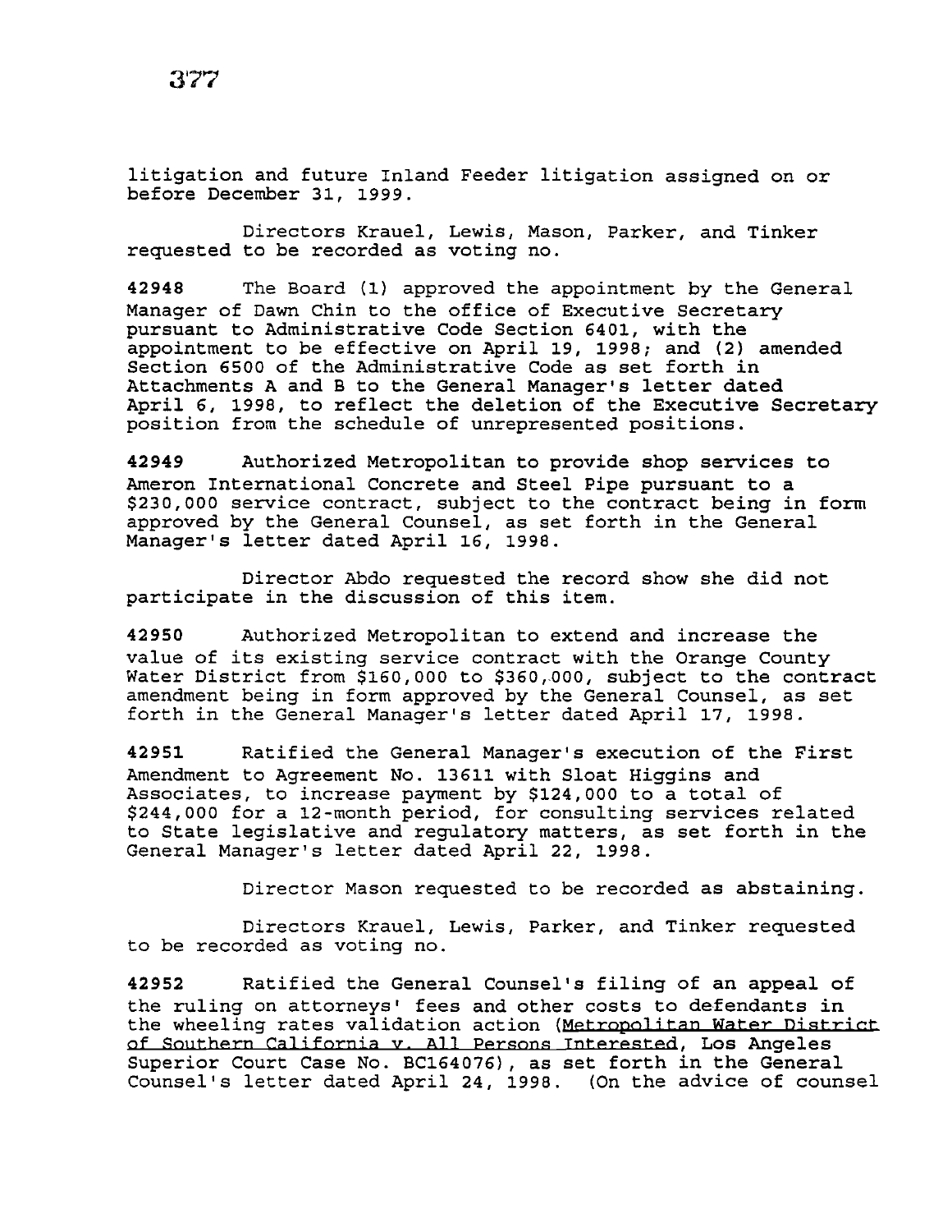litigation and future Inland Feeder litigation assigned on or before December 31, 1999.

Directors Krauel, Lewis, Mason, Parker, and Tinker requested to be recorded as voting no.

**42948** The Board (1) approved the appointment by the General Manager of Dawn Chin to the office of Executive Secretary pursuant to Administrative Code Section 6401, with the appointment to be effective on April 19, 1998; and (2) amended Section 6500 of the Administrative Code as set forth in Attachments A and B to the General Manager's letter dated April 6, 1998, to reflect the deletion of the Executive Secretary position from the schedule of unrepresented positions.

**42949** Authorized Metropolitan to provide shop services to Ameron International Concrete and Steel Pipe pursuant to a $230,000 service contract, subject to the contract being in form approved by the General Counsel, as set forth in the General Manager's letter dated April 16, 1998.

Director Abdo requested the record show she did not participate in the discussion of this item.

**42950** Authorized Metropolitan to extend and increase the value of its existing service contract with the Orange County Water District from $160,000 to $360,000, subject to the contract amendment being in form approved by the General Counsel, as set forth in the General Manager's letter dated April 17, 1998.

**42951** Ratified the General Manager's execution of the First Amendment to Agreement No. 13611 with Sloat Higgins and Associates, to increase payment by $124,000 to a total of $244,000 for a 12-month period, for consulting services related to State legislative and regulatory matters, as set forth in the General Manager's letter dated April 22, 1998.

Director Mason requested to be recorded as abstaining.

Directors Krauel, Lewis, Parker, and Tinker requested to be recorded as voting no.

**42952** Ratified the General Counsel's filing of an appeal of the ruling on attorneys' fees and other costs to defendants in the wheeling rates validation action (Metropolitan Water District of Southern California v. All Persons Interested, Los Angeles Superior Court Case No. BC164076), as set forth in the General Counsel's letter dated April 24, 1998. (On the advice of counsel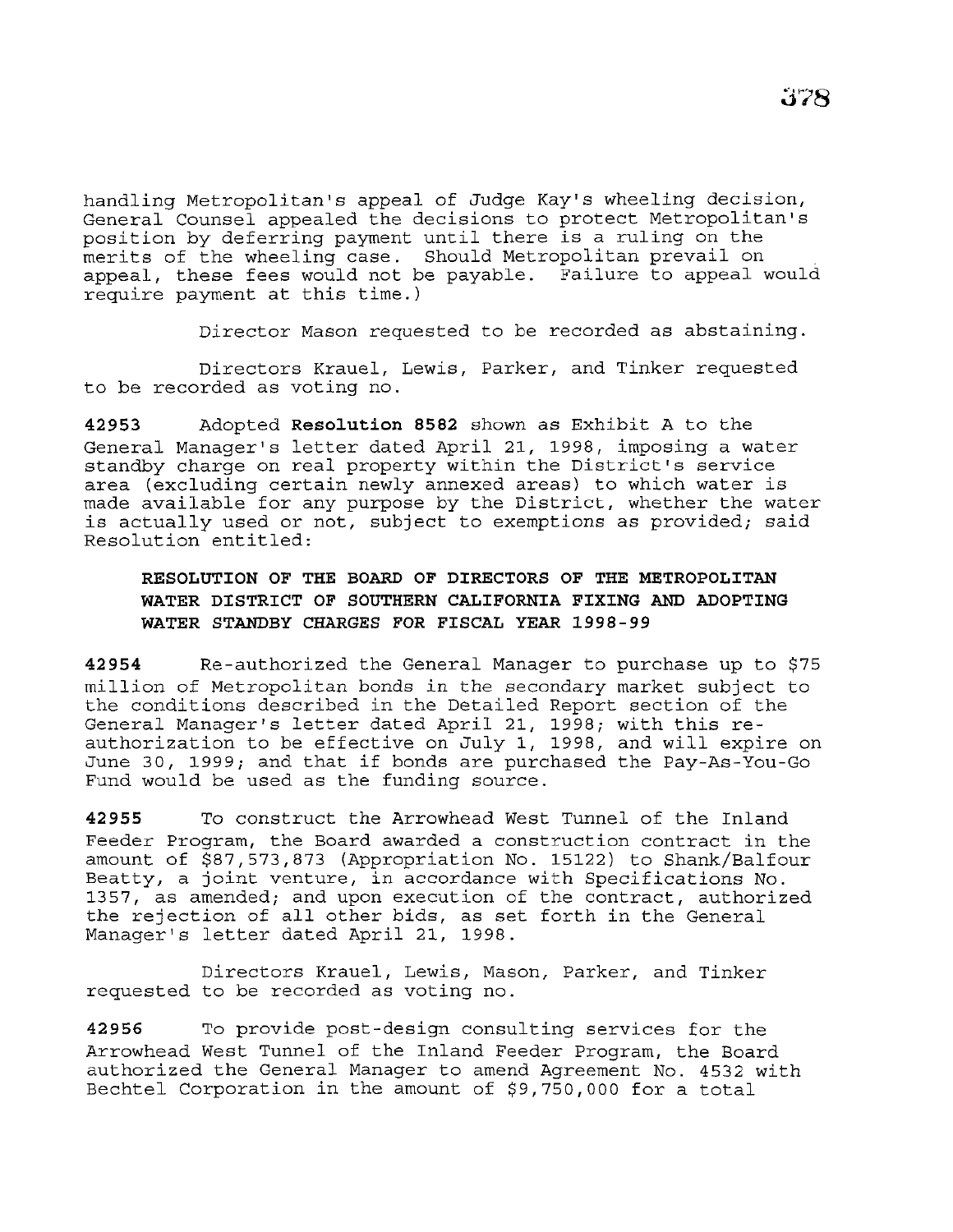handling Metropolitan's appeal of Judge Kay's wheeling decision, General Counsel appealed the decisions to protect Metropolitan's position by deferring payment until there is a ruling on the merits of the wheeling case. Should Metropolitan prevail on appeal, these fees would not be payable. Failure to appeal would require payment at this time.)

Director Mason requested to be recorded as abstaining.

Directors Krauel, Lewis, Parker, and Tinker requested to be recorded as voting no.

**42953** Adopted **Resolution 8582** shown as Exhibit A to the General Manager's letter dated April 21, 1998, imposing a water standby charge on real property within the District's service area (excluding certain newly annexed areas) to which water is made available for any purpose by the District, whether the water is actually used or not, subject to exemptions as provided; said Resolution entitled:

**RESOLUTION OF THE BOARD OF DIRECTORS OF THE METROPOLITAN WATER DISTRICT OF SOUTHERN CALIFORNIA FIXING AND ADOPTING WATER STANDBY CHARGES FOR FISCAL YEAR 1998-99**

**42954** Re-authorized the General Manager to purchase up to $75 million of Metropolitan bonds in the secondary market subject to the conditions described in the Detailed Report section of the General Manager's letter dated April 21, 1998; with this re-authorization to be effective on July 1, 1998, and will expire on June 30, 1999; and that if bonds are purchased the Pay-As-You-Go Fund would be used as the funding source.

**42955** To construct the Arrowhead West Tunnel of the Inland Feeder Program, the Board awarded a construction contract in the amount of $87,573,873 (Appropriation No. 15122) to Shank/Balfour Beatty, a joint venture, in accordance with Specifications No. 1357, as amended; and upon execution of the contract, authorized the rejection of all other bids, as set forth in the General Manager's letter dated April 21, 1998.

Directors Krauel, Lewis, Mason, Parker, and Tinker requested to be recorded as voting no.

**42956** To provide post-design consulting services for the Arrowhead West Tunnel of the Inland Feeder Program, the Board authorized the General Manager to amend Agreement No. 4532 with Bechtel Corporation in the amount of $9,750,000 for a total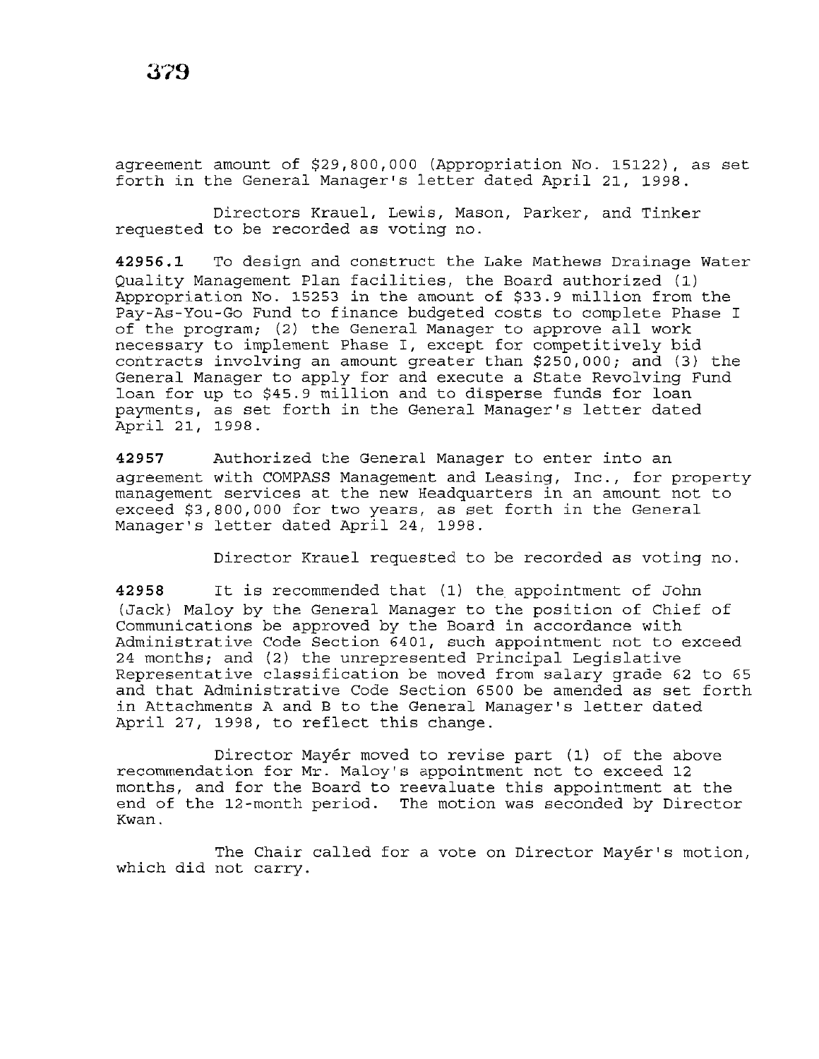agreement amount of $29,800,000 (Appropriation No. 15122), as set forth in the General Manager's letter dated April 21, 1998.

Directors Krauel, Lewis, Mason, Parker, and Tinker requested to be recorded as voting no.

**42956.1** To design and construct the Lake Mathews Drainage Water Quality Management Plan facilities, the Board authorized (1) Appropriation No. 15253 in the amount of $33.9 million from the Pay-As-You-Go Fund to finance budgeted costs to complete Phase I of the program; (2) the General Manager to approve all work necessary to implement Phase I, except for competitively bid contracts involving an amount greater than $250,000; and (3) the General Manager to apply for and execute a State Revolving Fund loan for up to $45.9 million and to disperse funds for loan payments, as set forth in the General Manager's letter dated April 21, 1998.

**42957** Authorized the General Manager to enter into an agreement with COMPASS Management and Leasing, Inc., for property management services at the new Headquarters in an amount not to exceed $3,800,000 for two years, as set forth in the General Manager's letter dated April 24, 1998.

Director Krauel requested to be recorded as voting no.

**42958** It is recommended that (1) the appointment of John (Jack) Maloy by the General Manager to the position of Chief of Communications be approved by the Board in accordance with Administrative Code Section 6401, such appointment not to exceed 24 months; and (2) the unrepresented Principal Legislative Representative classification be moved from salary grade 62 to 65 and that Administrative Code Section 6500 be amended as set forth in Attachments A and B to the General Manager's letter dated April 27, 1998, to reflect this change.

Director Mayér moved to revise part (1) of the above recommendation for Mr. Maloy's appointment not to exceed 12 months, and for the Board to reevaluate this appointment at the end of the 12-month period. The motion was seconded by Director Kwan.

The Chair called for a vote on Director Mayér's motion, which did not carry.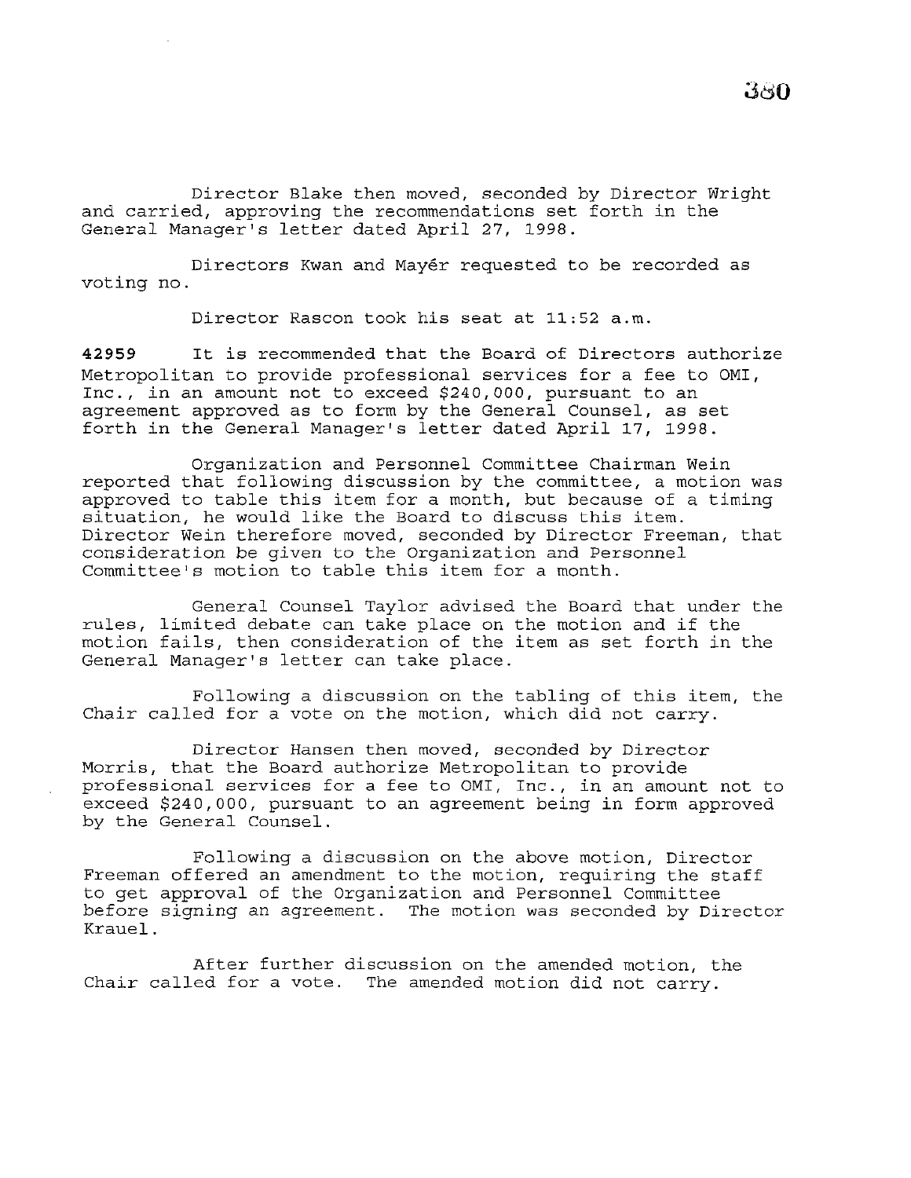Director Blake then moved, seconded by Director Wright and carried, approving the recommendations set forth in the General Manager's letter dated April 27, 1998.

Directors Kwan and Mayér requested to be recorded as voting no.

Director Rascon took his seat at 11:52 a.m.

**42959** It is recommended that the Board of Directors authorize Metropolitan to provide professional services for a fee to OMI, Inc., in an amount not to exceed $240,000, pursuant to an agreement approved as to form by the General Counsel, as set forth in the General Manager's letter dated April 17, 1998.

Organization and Personnel Committee Chairman Wein reported that following discussion by the committee, a motion was approved to table this item for a month, but because of a timing situation, he would like the Board to discuss this item. Director Wein therefore moved, seconded by Director Freeman, that consideration be given to the Organization and Personnel Committee's motion to table this item for a month.

General Counsel Taylor advised the Board that under the rules, limited debate can take place on the motion and if the motion fails, then consideration of the item as set forth in the General Manager's letter can take place.

Following a discussion on the tabling of this item, the Chair called for a vote on the motion, which did not carry.

Director Hansen then moved, seconded by Director Morris, that the Board authorize Metropolitan to provide professional services for a fee to OMI, Inc., in an amount not to exceed $240,000, pursuant to an agreement being in form approved by the General Counsel.

Following a discussion on the above motion, Director Freeman offered an amendment to the motion, requiring the staff to get approval of the Organization and Personnel Committee before signing an agreement. The motion was seconded by Director Krauel.

After further discussion on the amended motion, the Chair called for a vote. The amended motion did not carry.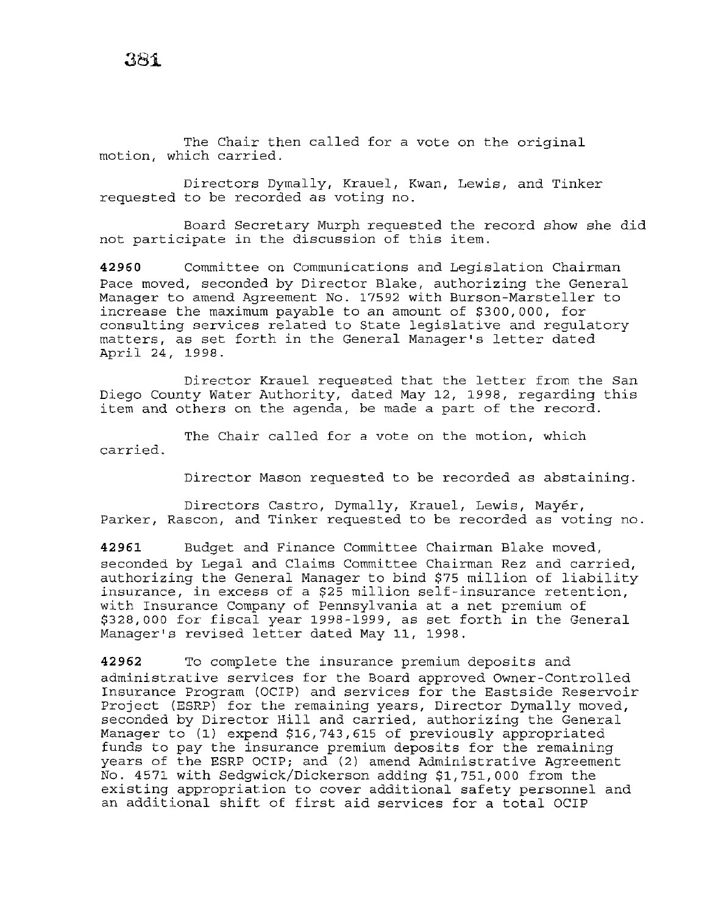The Chair then called for a vote on the original motion, which carried.

Directors Dymally, Krauel, Kwan, Lewis, and Tinker requested to be recorded as voting no.

Board Secretary Murph requested the record show she did not participate in the discussion of this item.

**42960** Committee on Communications and Legislation Chairman Pace moved, seconded by Director Blake, authorizing the General Manager to amend Agreement No. 17592 with Burson-Marsteller to increase the maximum payable to an amount of $300,000, for consulting services related to State legislative and regulatory matters, as set forth in the General Manager's letter dated April 24, 1998.

Director Krauel requested that the letter from the San Diego County Water Authority, dated May 12, 1998, regarding this item and others on the agenda, be made a part of the record.

The Chair called for a vote on the motion, which carried.

Director Mason requested to be recorded as abstaining.

Directors Castro, Dymally, Krauel, Lewis, Mayér, Parker, Rascon, and Tinker requested to be recorded as voting no.

**42961** Budget and Finance Committee Chairman Blake moved, seconded by Legal and Claims Committee Chairman Rez and carried, authorizing the General Manager to bind $75 million of liability insurance, in excess of a $25 million self-insurance retention, with Insurance Company of Pennsylvania at a net premium of $328,000 for fiscal year 1998-1999, as set forth in the General Manager's revised letter dated May 11, 1998.

**42962** To complete the insurance premium deposits and administrative services for the Board approved Owner-Controlled Insurance Program (OCIP) and services for the Eastside Reservoir Project (ESRP) for the remaining years, Director Dymally moved, seconded by Director Hill and carried, authorizing the General Manager to (1) expend $16,743,615 of previously appropriated funds to pay the insurance premium deposits for the remaining years of the ESRP OCIP; and (2) amend Administrative Agreement No. 4571 with Sedgwick/Dickerson adding $1,751,000 from the existing appropriation to cover additional safety personnel and an additional shift of first aid services for a total OCIP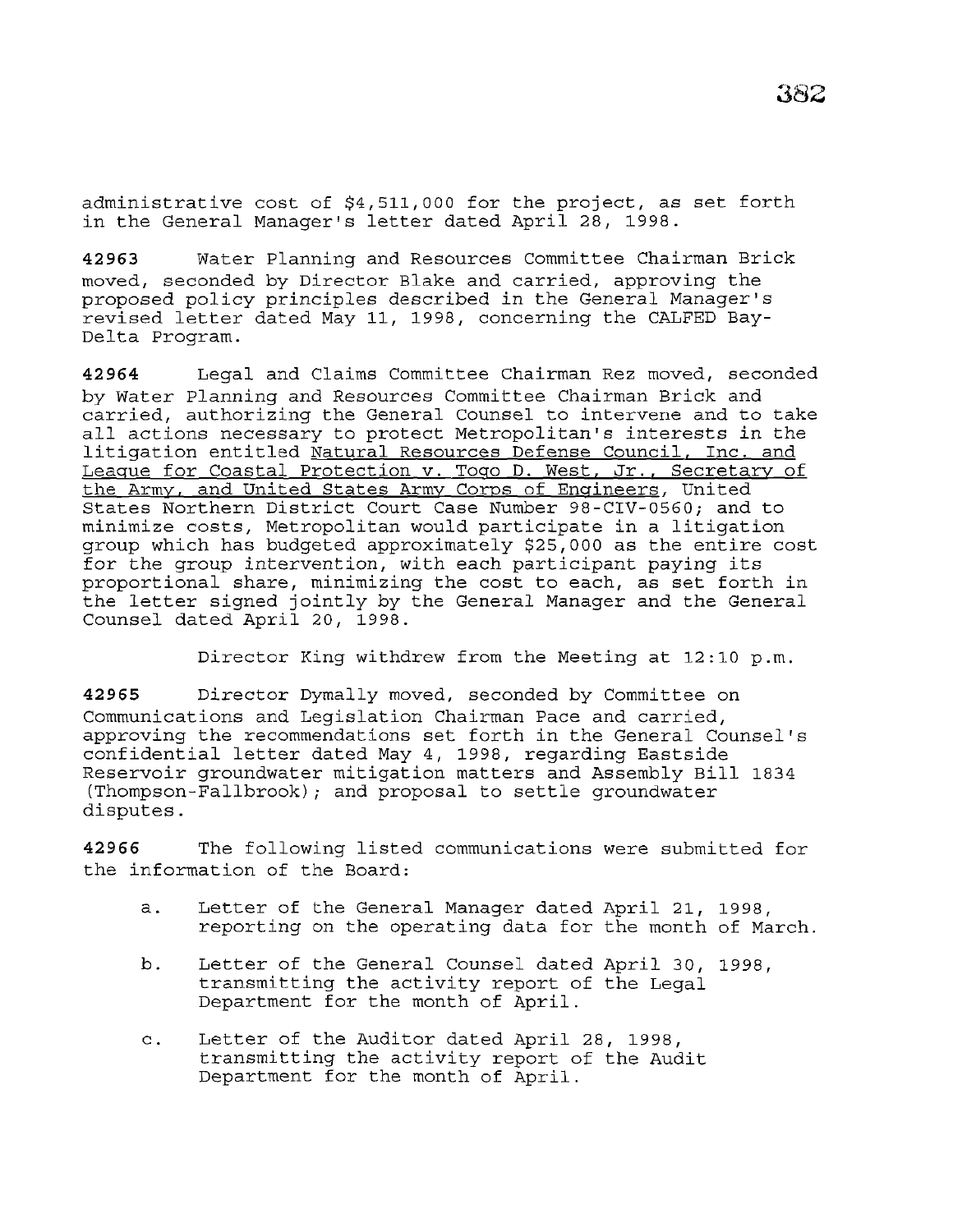administrative cost of $4,511,000 for the project, as set forth in the General Manager's letter dated April 28, 1998.

**42963** Water Planning and Resources Committee Chairman Brick moved, seconded by Director Blake and carried, approving the proposed policy principles described in the General Manager's revised letter dated May 11, 1998, concerning the CALFED Bay-Delta Program.

**42964** Legal and Claims Committee Chairman Rez moved, seconded by Water Planning and Resources Committee Chairman Brick and carried, authorizing the General Counsel to intervene and to take all actions necessary to protect Metropolitan's interests in the litigation entitled Natural Resources Defense Council, Inc. and League for Coastal Protection v. Togo D. West, Jr., Secretary of the Army, and United States Army Corps of Engineers, United States Northern District Court Case Number 98-CIV-0560; and to minimize costs, Metropolitan would participate in a litigation group which has budgeted approximately $25,000 as the entire cost for the group intervention, with each participant paying its proportional share, minimizing the cost to each, as set forth in the letter signed jointly by the General Manager and the General Counsel dated April 20, 1998.

Director King withdrew from the Meeting at 12:10 p.m.

**42965** Director Dymally moved, seconded by Committee on Communications and Legislation Chairman Pace and carried, approving the recommendations set forth in the General Counsel's confidential letter dated May 4, 1998, regarding Eastside Reservoir groundwater mitigation matters and Assembly Bill 1834 (Thompson-Fallbrook); and proposal to settle groundwater disputes.

**42966** The following listed communications were submitted for the information of the Board:

a. Letter of the General Manager dated April 21, 1998, reporting on the operating data for the month of March.

b. Letter of the General Counsel dated April 30, 1998, transmitting the activity report of the Legal Department for the month of April.

c. Letter of the Auditor dated April 28, 1998, transmitting the activity report of the Audit Department for the month of April.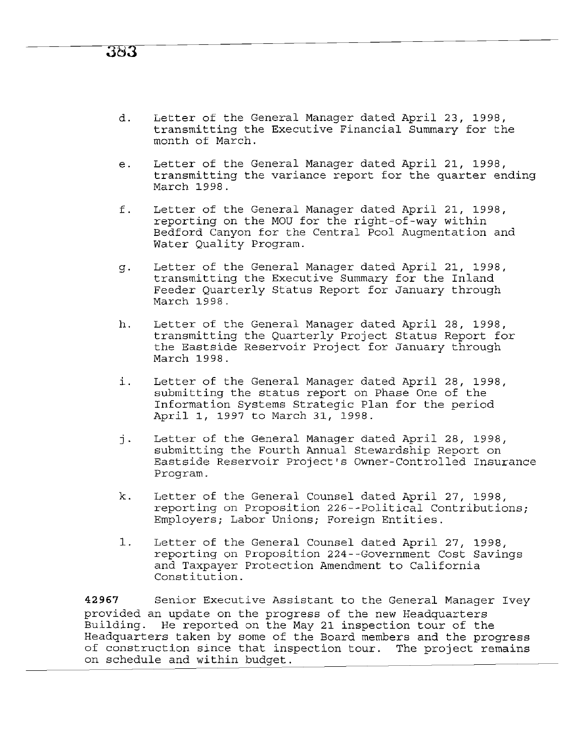d. Letter of the General Manager dated April 23, 1998, transmitting the Executive Financial Summary for the month of March.

e. Letter of the General Manager dated April 21, 1998, transmitting the variance report for the quarter ending March 1998.

f. Letter of the General Manager dated April 21, 1998, reporting on the MOU for the right-of-way within Bedford Canyon for the Central Pool Augmentation and Water Quality Program.

g. Letter of the General Manager dated April 21, 1998, transmitting the Executive Summary for the Inland Feeder Quarterly Status Report for January through March 1998.

h. Letter of the General Manager dated April 28, 1998, transmitting the Quarterly Project Status Report for the Eastside Reservoir Project for January through March 1998.

i. Letter of the General Manager dated April 28, 1998, submitting the status report on Phase One of the Information Systems Strategic Plan for the period April 1, 1997 to March 31, 1998.

j. Letter of the General Manager dated April 28, 1998, submitting the Fourth Annual Stewardship Report on Eastside Reservoir Project's Owner-Controlled Insurance Program.

k. Letter of the General Counsel dated April 27, 1998, reporting on Proposition 226--Political Contributions; Employers; Labor Unions; Foreign Entities.

l. Letter of the General Counsel dated April 27, 1998, reporting on Proposition 224--Government Cost Savings and Taxpayer Protection Amendment to California Constitution.

**42967** Senior Executive Assistant to the General Manager Ivey provided an update on the progress of the new Headquarters Building. He reported on the May 21 inspection tour of the Headquarters taken by some of the Board members and the progress of construction since that inspection tour. The project remains on schedule and within budget.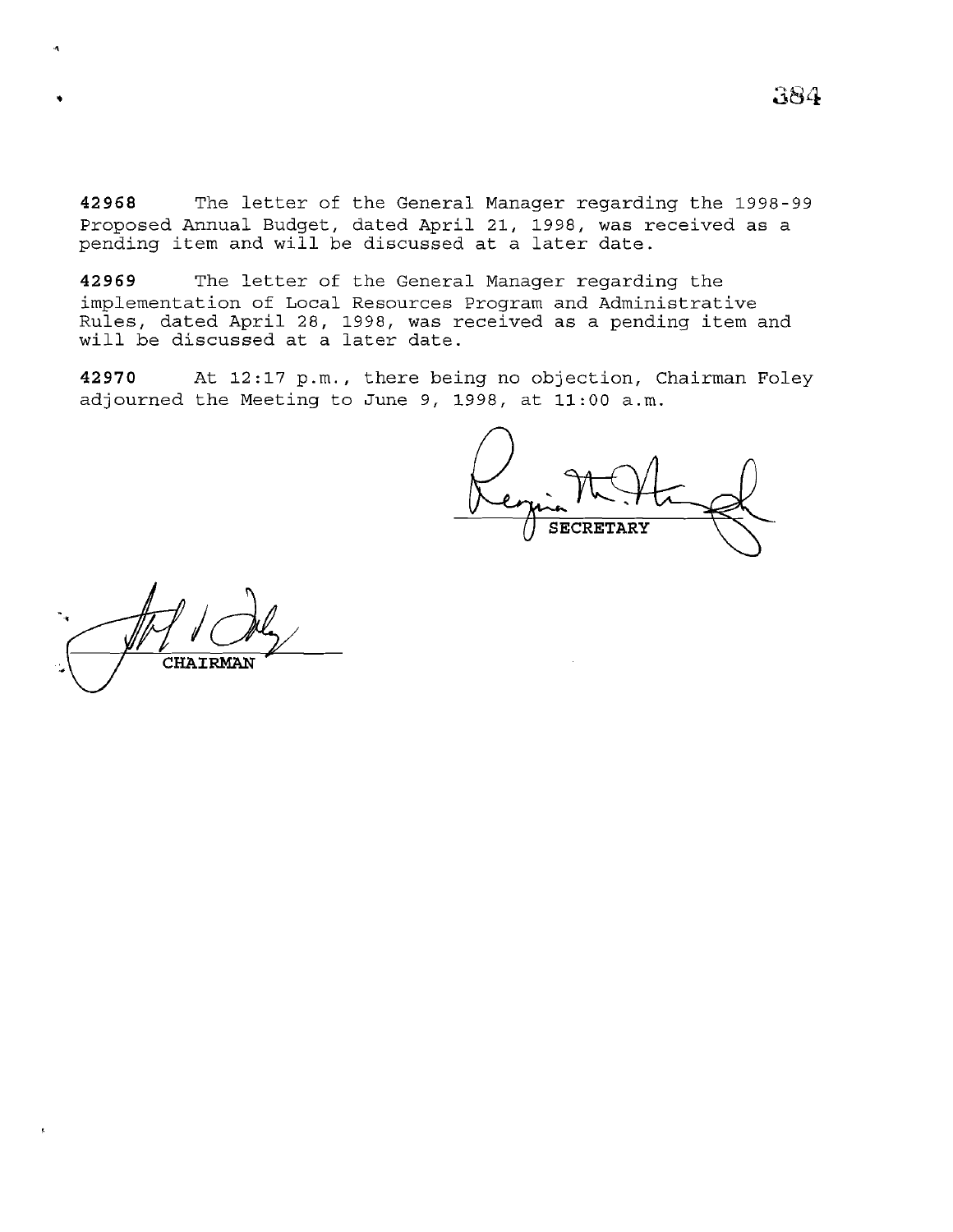**42968** The letter of the General Manager regarding the 1998-99 Proposed Annual Budget, dated April 21, 1998, was received as a pending item and will be discussed at a later date.

**42969** The letter of the General Manager regarding the implementation of Local Resources Program and Administrative Rules, dated April 28, 1998, was received as a pending item and will be discussed at a later date.

**42970** At 12:17 p.m., there being no objection, Chairman Foley adjourned the Meeting to June 9, 1998, at 11:00 a.m.

SECRETARY

CHAIRMAN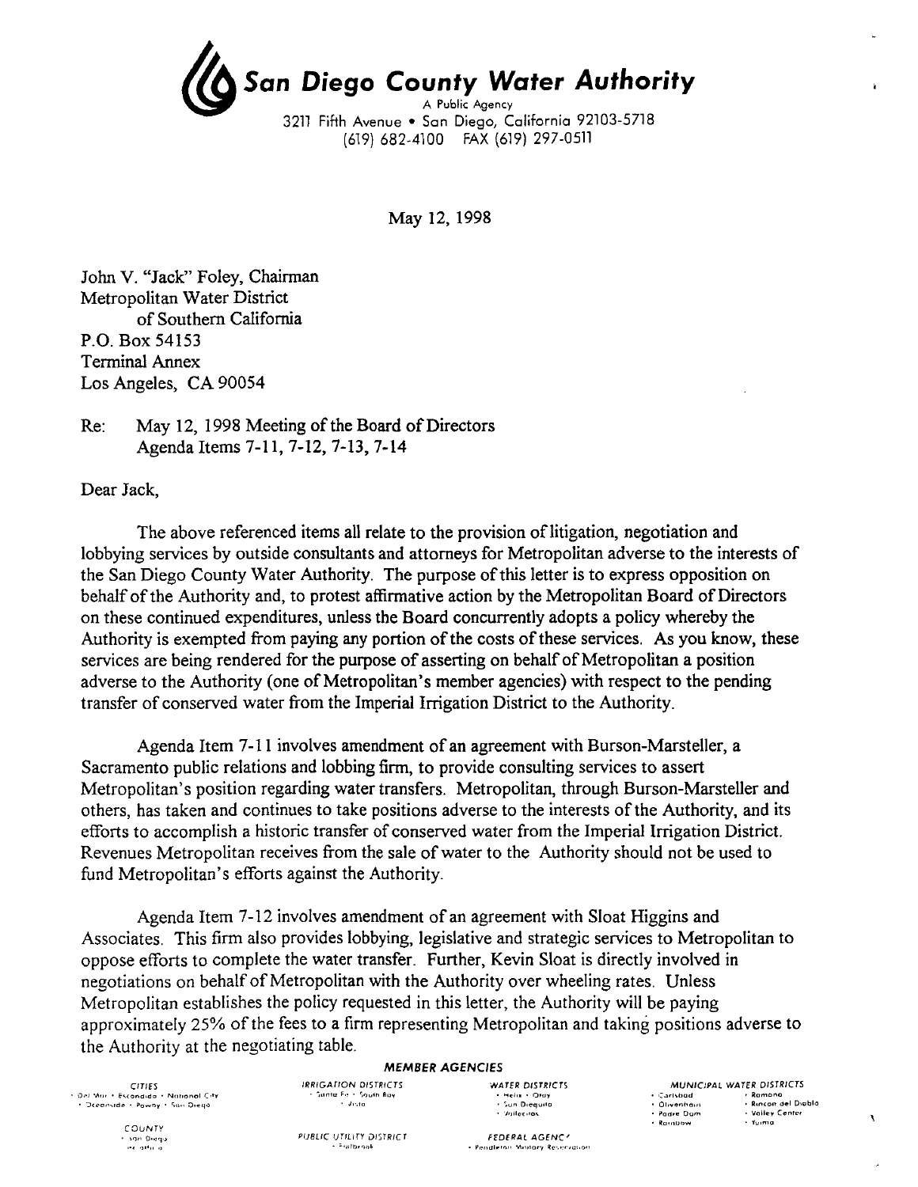# San Diego County Water Authority

A Public Agency
3211 Fifth Avenue • San Diego, California 92103-5718
(619) 682-4100 FAX (619) 297-0511

May 12, 1998

John V. "Jack" Foley, Chairman
Metropolitan Water District
of Southern California
P.O. Box 54153
Terminal Annex
Los Angeles, CA 90054

Re: May 12, 1998 Meeting of the Board of Directors
Agenda Items 7-11, 7-12, 7-13, 7-14

Dear Jack,

The above referenced items all relate to the provision of litigation, negotiation and lobbying services by outside consultants and attorneys for Metropolitan adverse to the interests of the San Diego County Water Authority. The purpose of this letter is to express opposition on behalf of the Authority and, to protest affirmative action by the Metropolitan Board of Directors on these continued expenditures, unless the Board concurrently adopts a policy whereby the Authority is exempted from paying any portion of the costs of these services. As you know, these services are being rendered for the purpose of asserting on behalf of Metropolitan a position adverse to the Authority (one of Metropolitan's member agencies) with respect to the pending transfer of conserved water from the Imperial Irrigation District to the Authority.

Agenda Item 7-11 involves amendment of an agreement with Burson-Marsteller, a Sacramento public relations and lobbing firm, to provide consulting services to assert Metropolitan's position regarding water transfers. Metropolitan, through Burson-Marsteller and others, has taken and continues to take positions adverse to the interests of the Authority, and its efforts to accomplish a historic transfer of conserved water from the Imperial Irrigation District. Revenues Metropolitan receives from the sale of water to the Authority should not be used to fund Metropolitan's efforts against the Authority.

Agenda Item 7-12 involves amendment of an agreement with Sloat Higgins and Associates. This firm also provides lobbying, legislative and strategic services to Metropolitan to oppose efforts to complete the water transfer. Further, Kevin Sloat is directly involved in negotiations on behalf of Metropolitan with the Authority over wheeling rates. Unless Metropolitan establishes the policy requested in this letter, the Authority will be paying approximately 25% of the fees to a firm representing Metropolitan and taking positions adverse to the Authority at the negotiating table.

**MEMBER AGENCIES**

| CITIES | IRRIGATION DISTRICTS | WATER DISTRICTS | MUNICIPAL WATER DISTRICTS |
|---|---|---|---|
| • Del Mar • Escondido • National City • Oceanside • Poway • San Diego | • Santa Fe • South Bay • Vista | • Helix • Otay • San Dieguito • Vallecitos | • Carlsbad • Olivenhain • Padre Dam • Rainbow • Ramona • Rincon del Diablo • Valley Center • Yuima |
| COUNTY • San Diego | PUBLIC UTILITY DISTRICT • Fallbrook | FEDERAL AGENCY • Pendleton Military Reservation | |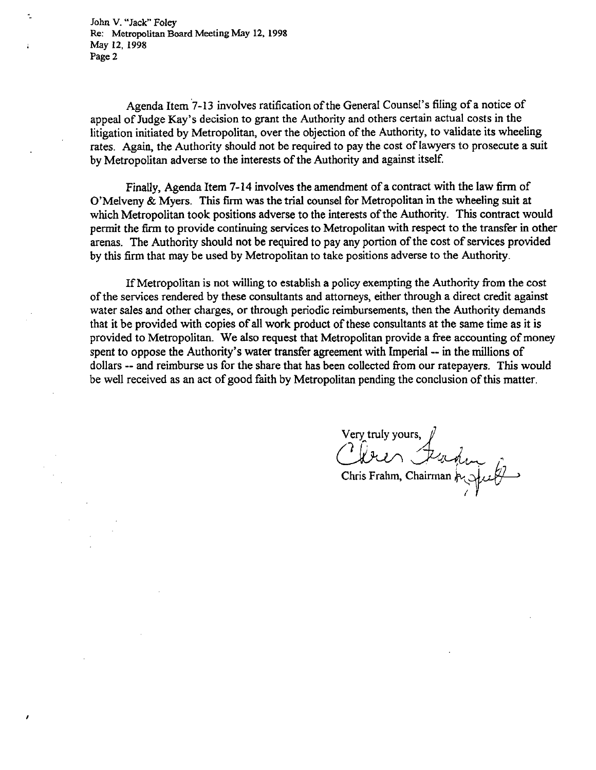Agenda Item 7-13 involves ratification of the General Counsel's filing of a notice of appeal of Judge Kay's decision to grant the Authority and others certain actual costs in the litigation initiated by Metropolitan, over the objection of the Authority, to validate its wheeling rates. Again, the Authority should not be required to pay the cost of lawyers to prosecute a suit by Metropolitan adverse to the interests of the Authority and against itself.

Finally, Agenda Item 7-14 involves the amendment of a contract with the law firm of O'Melveny & Myers. This firm was the trial counsel for Metropolitan in the wheeling suit at which Metropolitan took positions adverse to the interests of the Authority. This contract would permit the firm to provide continuing services to Metropolitan with respect to the transfer in other arenas. The Authority should not be required to pay any portion of the cost of services provided by this firm that may be used by Metropolitan to take positions adverse to the Authority.

If Metropolitan is not willing to establish a policy exempting the Authority from the cost of the services rendered by these consultants and attorneys, either through a direct credit against water sales and other charges, or through periodic reimbursements, then the Authority demands that it be provided with copies of all work product of these consultants at the same time as it is provided to Metropolitan. We also request that Metropolitan provide a free accounting of money spent to oppose the Authority's water transfer agreement with Imperial -- in the millions of dollars -- and reimburse us for the share that has been collected from our ratepayers. This would be well received as an act of good faith by Metropolitan pending the conclusion of this matter.

Very truly yours,

Chris Frahm, Chairman